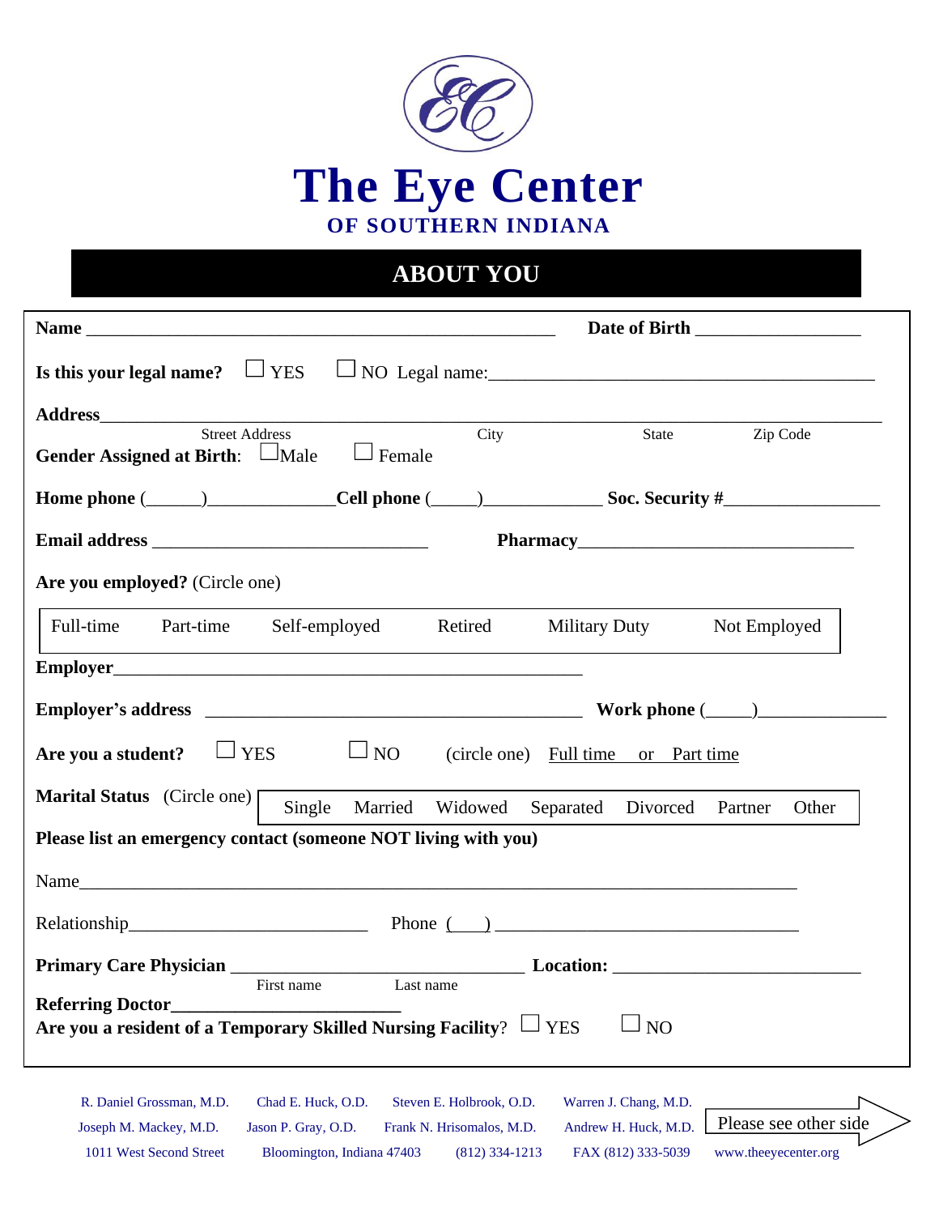# The Eye Center

### OF SOUTHERN INDIANA

## ABOUT YOU

**Name** ________________________________________________ **Date of Birth** _________________

**Is this your legal name?** ☐ YES ☐ NO Legal name:_______________________________________

**Address**_______________________________________________________________________________
Street Address City State Zip Code

**Gender Assigned at Birth**: ☐Male ☐ Female

**Home phone** (______)_____________**Cell phone** (_____)____________ **Soc. Security #**________________

**Email address** ______________________________ **Pharmacy**______________________________

**Are you employed?** (Circle one)

Full-time Part-time Self-employed Retired Military Duty Not Employed

**Employer**__________________________________________________

**Employer's address** _________________________________________ **Work phone** (_____)_____________

**Are you a student?** ☐ YES ☐ NO (circle one) Full time or Part time

**Marital Status** (Circle one) Single Married Widowed Separated Divorced Partner Other

**Please list an emergency contact (someone NOT living with you)**

Name_____________________________________________________________________________

Relationship________________________ Phone (___) _________________________________

**Primary Care Physician** ______________________________ **Location:** __________________________
First name Last name

**Referring Doctor**________________________

**Are you a resident of a Temporary Skilled Nursing Facility**? ☐ YES ☐ NO

R. Daniel Grossman, M.D. Chad E. Huck, O.D. Steven E. Holbrook, O.D. Warren J. Chang, M.D.
Joseph M. Mackey, M.D. Jason P. Gray, O.D. Frank N. Hrisomalos, M.D. Andrew H. Huck, M.D.
1011 West Second Street Bloomington, Indiana 47403 (812) 334-1213 FAX (812) 333-5039 www.theeyecenter.org

Please see other side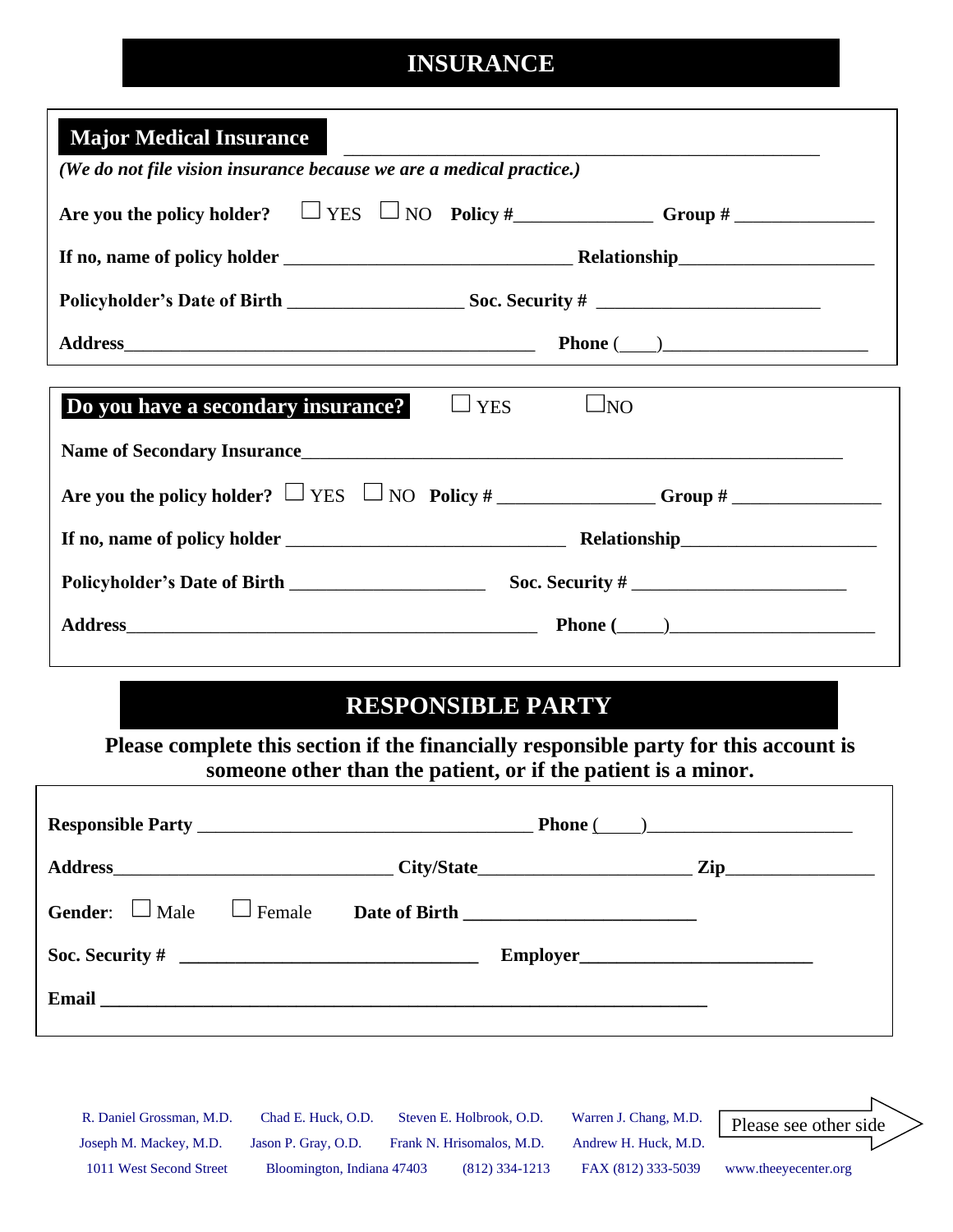# INSURANCE

## Major Medical Insurance ______________________________________________

*(We do not file vision insurance because we are a medical practice.)*

**Are you the policy holder?** ☐ YES ☐ NO **Policy #**_______________ **Group #** _______________

**If no, name of policy holder** ______________________________ **Relationship**_____________________

**Policyholder's Date of Birth** __________________ **Soc. Security #** _______________________

**Address**___________________________________________ **Phone** (____)______________________

## Do you have a secondary insurance? ☐ YES ☐NO

**Name of Secondary Insurance**_________________________________________________________

**Are you the policy holder?** ☐ YES ☐ NO **Policy #** ________________ **Group #** ________________

**If no, name of policy holder** ______________________________ **Relationship**_____________________

**Policyholder's Date of Birth** _____________________ **Soc. Security #** _______________________

**Address**___________________________________________ **Phone (**_____**)**_____________________

# RESPONSIBLE PARTY

**Please complete this section if the financially responsible party for this account is someone other than the patient, or if the patient is a minor.**

**Responsible Party** ___________________________________ **Phone** (____)______________________

**Address**_____________________________ **City/State**______________________ **Zip**________________

**Gender**: ☐ Male ☐ Female **Date of Birth** ________________________

**Soc. Security #** _______________________________ **Employer**________________________

**Email** _________________________________________________________________

R. Daniel Grossman, M.D. | Chad E. Huck, O.D. | Steven E. Holbrook, O.D. | Warren J. Chang, M.D.

Joseph M. Mackey, M.D. | Jason P. Gray, O.D. | Frank N. Hrisomalos, M.D. | Andrew H. Huck, M.D.

1011 West Second Street | Bloomington, Indiana 47403 | (812) 334-1213 | FAX (812) 333-5039 | www.theeyecenter.org

Please see other side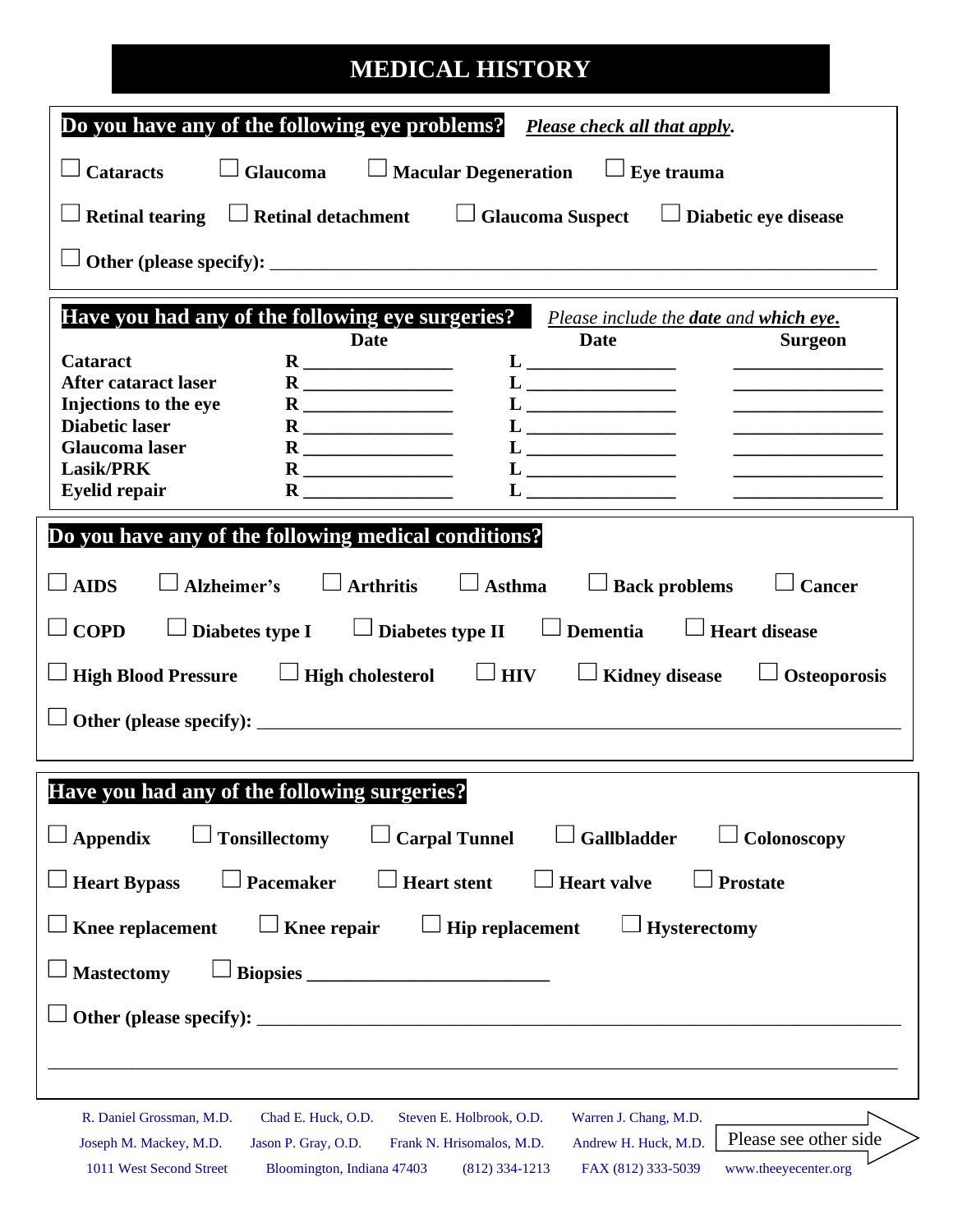# MEDICAL HISTORY

**Do you have any of the following eye problems?** ***Please check all that apply.***

☐ **Cataracts** ☐ **Glaucoma** ☐ **Macular Degeneration** ☐ **Eye trauma**

☐ **Retinal tearing** ☐ **Retinal detachment** ☐ **Glaucoma Suspect** ☐ **Diabetic eye disease**

☐ **Other (please specify):** ______________________________________________________________

**Have you had any of the following eye surgeries?** *Please include the* ***date*** *and* ***which eye.***

| | Date | Date | Surgeon |
|---|---|---|---|
| **Cataract** | **R** ________________ | **L** ________________ | ________________ |
| **After cataract laser** | **R** ________________ | **L** ________________ | ________________ |
| **Injections to the eye** | **R** ________________ | **L** ________________ | ________________ |
| **Diabetic laser** | **R** ________________ | **L** ________________ | ________________ |
| **Glaucoma laser** | **R** ________________ | **L** ________________ | ________________ |
| **Lasik/PRK** | **R** ________________ | **L** ________________ | ________________ |
| **Eyelid repair** | **R** ________________ | **L** ________________ | ________________ |

**Do you have any of the following medical conditions?**

☐ **AIDS** ☐ **Alzheimer's** ☐ **Arthritis** ☐ **Asthma** ☐ **Back problems** ☐ **Cancer**

☐ **COPD** ☐ **Diabetes type I** ☐ **Diabetes type II** ☐ **Dementia** ☐ **Heart disease**

☐ **High Blood Pressure** ☐ **High cholesterol** ☐ **HIV** ☐ **Kidney disease** ☐ **Osteoporosis**

☐ **Other (please specify):** ______________________________________________________________

**Have you had any of the following surgeries?**

☐ **Appendix** ☐ **Tonsillectomy** ☐ **Carpal Tunnel** ☐ **Gallbladder** ☐ **Colonoscopy**

☐ **Heart Bypass** ☐ **Pacemaker** ☐ **Heart stent** ☐ **Heart valve** ☐ **Prostate**

☐ **Knee replacement** ☐ **Knee repair** ☐ **Hip replacement** ☐ **Hysterectomy**

☐ **Mastectomy** ☐ **Biopsies** __________________________

☐ **Other (please specify):** ______________________________________________________________

______________________________________________________________________________

R. Daniel Grossman, M.D. Chad E. Huck, O.D. Steven E. Holbrook, O.D. Warren J. Chang, M.D.
Joseph M. Mackey, M.D. Jason P. Gray, O.D. Frank N. Hrisomalos, M.D. Andrew H. Huck, M.D.
1011 West Second Street Bloomington, Indiana 47403 (812) 334-1213 FAX (812) 333-5039 www.theeyecenter.org

Please see other side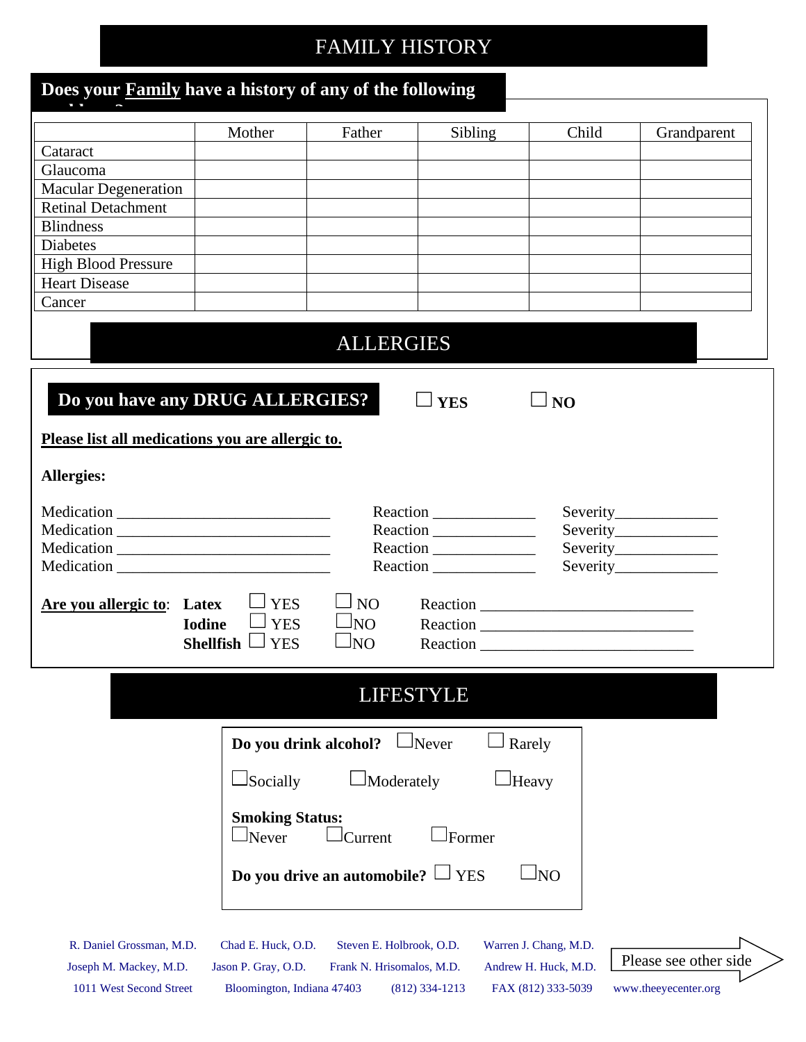# FAMILY HISTORY

**Does your Family have a history of any of the following problems?**

| | Mother | Father | Sibling | Child | Grandparent |
|---|---|---|---|---|---|
| Cataract | | | | | |
| Glaucoma | | | | | |
| Macular Degeneration | | | | | |
| Retinal Detachment | | | | | |
| Blindness | | | | | |
| Diabetes | | | | | |
| High Blood Pressure | | | | | |
| Heart Disease | | | | | |
| Cancer | | | | | |

# ALLERGIES

**Do you have any DRUG ALLERGIES?** ☐ **YES** ☐ **NO**

**Please list all medications you are allergic to.**

**Allergies:**

Medication ___________________________ Reaction _____________ Severity_____________
Medication ___________________________ Reaction _____________ Severity_____________
Medication ___________________________ Reaction _____________ Severity_____________
Medication ___________________________ Reaction _____________ Severity_____________

**Are you allergic to**:
- **Latex** ☐ YES ☐ NO Reaction ___________________________
- **Iodine** ☐ YES ☐ NO Reaction ___________________________
- **Shellfish** ☐ YES ☐ NO Reaction ___________________________

# LIFESTYLE

**Do you drink alcohol?** ☐ Never ☐ Rarely ☐ Socially ☐ Moderately ☐ Heavy

**Smoking Status:**
☐ Never ☐ Current ☐ Former

**Do you drive an automobile?** ☐ YES ☐ NO

R. Daniel Grossman, M.D. | Chad E. Huck, O.D. | Steven E. Holbrook, O.D. | Warren J. Chang, M.D.
Joseph M. Mackey, M.D. | Jason P. Gray, O.D. | Frank N. Hrisomalos, M.D. | Andrew H. Huck, M.D.
1011 West Second Street | Bloomington, Indiana 47403 | (812) 334-1213 | FAX (812) 333-5039 | www.theeyecenter.org

Please see other side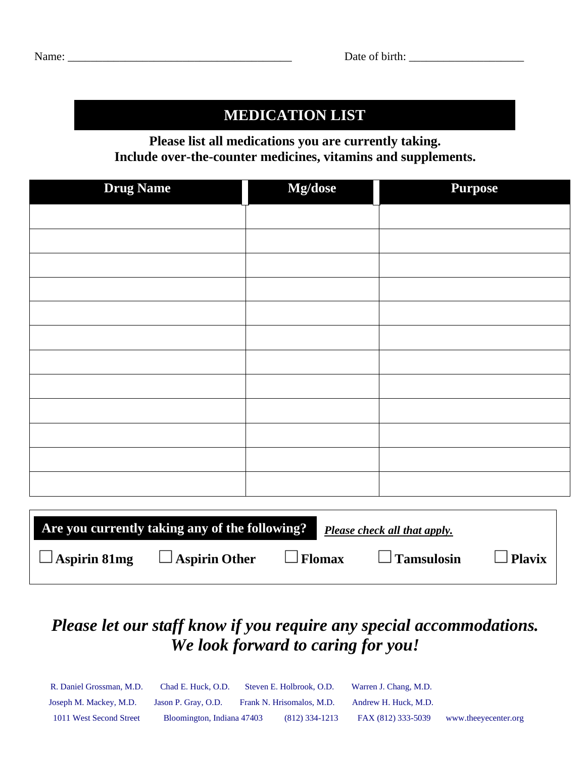Name: ______________________________________ Date of birth: ____________________

## MEDICATION LIST

**Please list all medications you are currently taking.**
**Include over-the-counter medicines, vitamins and supplements.**

| Drug Name | Mg/dose | Purpose |
| --- | --- | --- |
| | | |
| | | |
| | | |
| | | |
| | | |
| | | |
| | | |
| | | |
| | | |
| | | |
| | | |
| | | |

**Are you currently taking any of the following?** ***Please check all that apply.***

☐ **Aspirin 81mg** ☐ **Aspirin Other** ☐ **Flomax** ☐ **Tamsulosin** ☐ **Plavix**

***Please let our staff know if you require any special accommodations.***
***We look forward to caring for you!***

R. Daniel Grossman, M.D. Chad E. Huck, O.D. Steven E. Holbrook, O.D. Warren J. Chang, M.D.
Joseph M. Mackey, M.D. Jason P. Gray, O.D. Frank N. Hrisomalos, M.D. Andrew H. Huck, M.D.
1011 West Second Street Bloomington, Indiana 47403 (812) 334-1213 FAX (812) 333-5039 www.theeyecenter.org